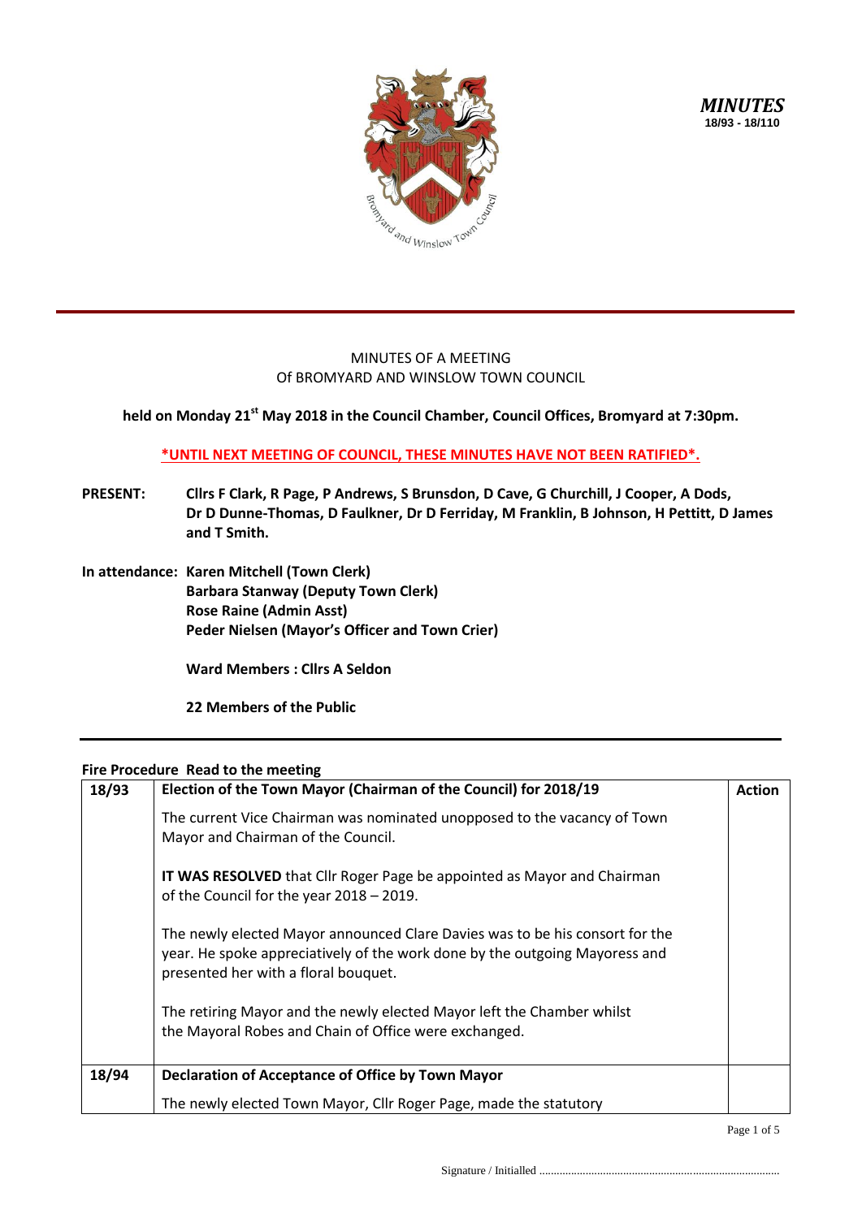*MINUTES*
**18/93 - 18/110**

MINUTES OF A MEETING
Of BROMYARD AND WINSLOW TOWN COUNCIL

**held on Monday 21st May 2018 in the Council Chamber, Council Offices, Bromyard at 7:30pm.**

**\*UNTIL NEXT MEETING OF COUNCIL, THESE MINUTES HAVE NOT BEEN RATIFIED\*.**

**PRESENT:** **Cllrs F Clark, R Page, P Andrews, S Brunsdon, D Cave, G Churchill, J Cooper, A Dods, Dr D Dunne-Thomas, D Faulkner, Dr D Ferriday, M Franklin, B Johnson, H Pettitt, D James and T Smith.**

**In attendance:** **Karen Mitchell (Town Clerk)**
**Barbara Stanway (Deputy Town Clerk)**
**Rose Raine (Admin Asst)**
**Peder Nielsen (Mayor's Officer and Town Crier)**

**Ward Members : Cllrs A Seldon**

**22 Members of the Public**

**Fire Procedure Read to the meeting**

| 18/93 | **Election of the Town Mayor (Chairman of the Council) for 2018/19** | **Action** |
|---|---|---|
| | The current Vice Chairman was nominated unopposed to the vacancy of Town Mayor and Chairman of the Council.<br><br>**IT WAS RESOLVED** that Cllr Roger Page be appointed as Mayor and Chairman of the Council for the year 2018 – 2019.<br><br>The newly elected Mayor announced Clare Davies was to be his consort for the year. He spoke appreciatively of the work done by the outgoing Mayoress and presented her with a floral bouquet.<br><br>The retiring Mayor and the newly elected Mayor left the Chamber whilst the Mayoral Robes and Chain of Office were exchanged. | |
| 18/94 | **Declaration of Acceptance of Office by Town Mayor** | |
| | The newly elected Town Mayor, Cllr Roger Page, made the statutory | |

Signature / Initialled ..................................................................................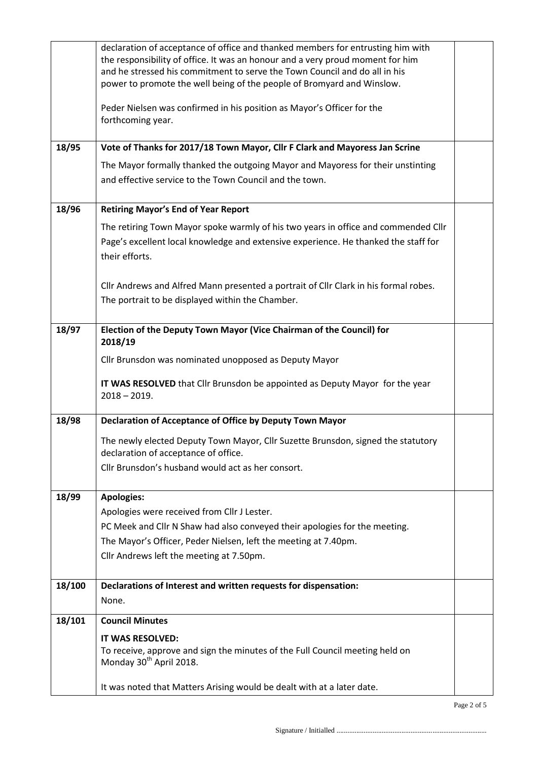| | | |
|---|---|---|
| | declaration of acceptance of office and thanked members for entrusting him with the responsibility of office. It was an honour and a very proud moment for him and he stressed his commitment to serve the Town Council and do all in his power to promote the well being of the people of Bromyard and Winslow.<br><br>Peder Nielsen was confirmed in his position as Mayor's Officer for the forthcoming year. | |
| **18/95** | **Vote of Thanks for 2017/18 Town Mayor, Cllr F Clark and Mayoress Jan Scrine**<br><br>The Mayor formally thanked the outgoing Mayor and Mayoress for their unstinting and effective service to the Town Council and the town. | |
| **18/96** | **Retiring Mayor's End of Year Report**<br><br>The retiring Town Mayor spoke warmly of his two years in office and commended Cllr Page's excellent local knowledge and extensive experience. He thanked the staff for their efforts.<br><br>Cllr Andrews and Alfred Mann presented a portrait of Cllr Clark in his formal robes. The portrait to be displayed within the Chamber. | |
| **18/97** | **Election of the Deputy Town Mayor (Vice Chairman of the Council) for 2018/19**<br><br>Cllr Brunsdon was nominated unopposed as Deputy Mayor<br><br>**IT WAS RESOLVED** that Cllr Brunsdon be appointed as Deputy Mayor for the year 2018 – 2019. | |
| **18/98** | **Declaration of Acceptance of Office by Deputy Town Mayor**<br><br>The newly elected Deputy Town Mayor, Cllr Suzette Brunsdon, signed the statutory declaration of acceptance of office.<br>Cllr Brunsdon's husband would act as her consort. | |
| **18/99** | **Apologies:**<br>Apologies were received from Cllr J Lester.<br>PC Meek and Cllr N Shaw had also conveyed their apologies for the meeting.<br>The Mayor's Officer, Peder Nielsen, left the meeting at 7.40pm.<br>Cllr Andrews left the meeting at 7.50pm. | |
| **18/100** | **Declarations of Interest and written requests for dispensation:**<br>None. | |
| **18/101** | **Council Minutes**<br><br>**IT WAS RESOLVED:**<br>To receive, approve and sign the minutes of the Full Council meeting held on Monday 30th April 2018.<br><br>It was noted that Matters Arising would be dealt with at a later date. | |

Signature / Initialled ..................................................................................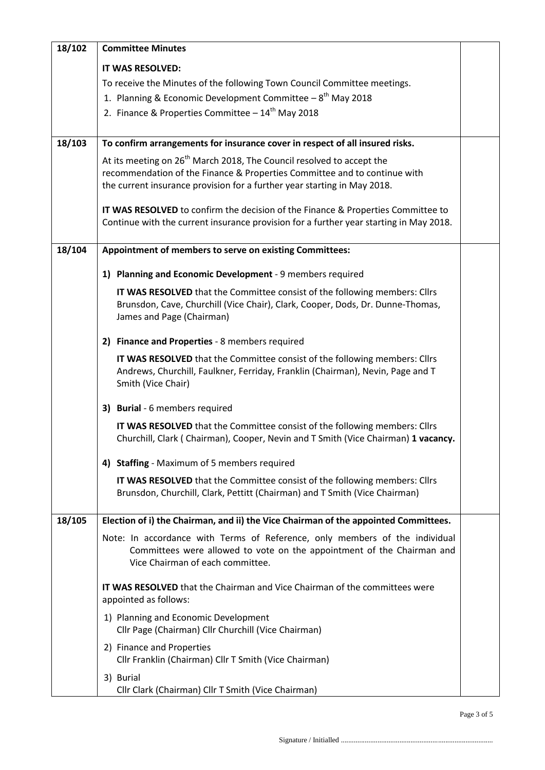| | | |
|---|---|---|
| **18/102** | **Committee Minutes**<br><br>**IT WAS RESOLVED:**<br>To receive the Minutes of the following Town Council Committee meetings.<br>1. Planning & Economic Development Committee – 8th May 2018<br>2. Finance & Properties Committee – 14th May 2018 | |
| **18/103** | **To confirm arrangements for insurance cover in respect of all insured risks.**<br><br>At its meeting on 26th March 2018, The Council resolved to accept the recommendation of the Finance & Properties Committee and to continue with the current insurance provision for a further year starting in May 2018.<br><br>**IT WAS RESOLVED** to confirm the decision of the Finance & Properties Committee to Continue with the current insurance provision for a further year starting in May 2018. | |
| **18/104** | **Appointment of members to serve on existing Committees:**<br><br>1) **Planning and Economic Development** - 9 members required<br>**IT WAS RESOLVED** that the Committee consist of the following members: Cllrs Brunsdon, Cave, Churchill (Vice Chair), Clark, Cooper, Dods, Dr. Dunne-Thomas, James and Page (Chairman)<br><br>2) **Finance and Properties** - 8 members required<br>**IT WAS RESOLVED** that the Committee consist of the following members: Cllrs Andrews, Churchill, Faulkner, Ferriday, Franklin (Chairman), Nevin, Page and T Smith (Vice Chair)<br><br>3) **Burial** - 6 members required<br>**IT WAS RESOLVED** that the Committee consist of the following members: Cllrs Churchill, Clark ( Chairman), Cooper, Nevin and T Smith (Vice Chairman) **1 vacancy.**<br><br>4) **Staffing** - Maximum of 5 members required<br>**IT WAS RESOLVED** that the Committee consist of the following members: Cllrs Brunsdon, Churchill, Clark, Pettitt (Chairman) and T Smith (Vice Chairman) | |
| **18/105** | **Election of i) the Chairman, and ii) the Vice Chairman of the appointed Committees.**<br><br>Note: In accordance with Terms of Reference, only members of the individual Committees were allowed to vote on the appointment of the Chairman and Vice Chairman of each committee.<br><br>**IT WAS RESOLVED** that the Chairman and Vice Chairman of the committees were appointed as follows:<br>1) Planning and Economic Development<br>Cllr Page (Chairman) Cllr Churchill (Vice Chairman)<br>2) Finance and Properties<br>Cllr Franklin (Chairman) Cllr T Smith (Vice Chairman)<br>3) Burial<br>Cllr Clark (Chairman) Cllr T Smith (Vice Chairman) | |

Signature / Initialled ..................................................................................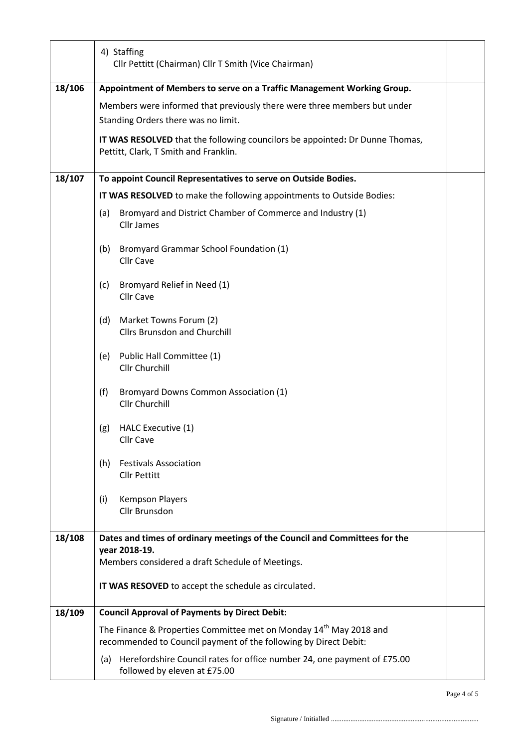| | | |
|---|---|---|
| | 4) Staffing<br>Cllr Pettitt (Chairman) Cllr T Smith (Vice Chairman) | |
| 18/106 | **Appointment of Members to serve on a Traffic Management Working Group.**<br><br>Members were informed that previously there were three members but under Standing Orders there was no limit.<br><br>**IT WAS RESOLVED** that the following councilors be appointed**:** Dr Dunne Thomas, Pettitt, Clark, T Smith and Franklin. | |
| 18/107 | **To appoint Council Representatives to serve on Outside Bodies.**<br><br>**IT WAS RESOLVED** to make the following appointments to Outside Bodies:<br><br>(a) Bromyard and District Chamber of Commerce and Industry (1)<br>Cllr James<br><br>(b) Bromyard Grammar School Foundation (1)<br>Cllr Cave<br><br>(c) Bromyard Relief in Need (1)<br>Cllr Cave<br><br>(d) Market Towns Forum (2)<br>Cllrs Brunsdon and Churchill<br><br>(e) Public Hall Committee (1)<br>Cllr Churchill<br><br>(f) Bromyard Downs Common Association (1)<br>Cllr Churchill<br><br>(g) HALC Executive (1)<br>Cllr Cave<br><br>(h) Festivals Association<br>Cllr Pettitt<br><br>(i) Kempson Players<br>Cllr Brunsdon | |
| 18/108 | **Dates and times of ordinary meetings of the Council and Committees for the year 2018-19.**<br>Members considered a draft Schedule of Meetings.<br><br>**IT WAS RESOVED** to accept the schedule as circulated. | |
| 18/109 | **Council Approval of Payments by Direct Debit:**<br><br>The Finance & Properties Committee met on Monday 14th May 2018 and recommended to Council payment of the following by Direct Debit:<br><br>(a) Herefordshire Council rates for office number 24, one payment of £75.00 followed by eleven at £75.00 | |

Signature / Initialled ...................................................................................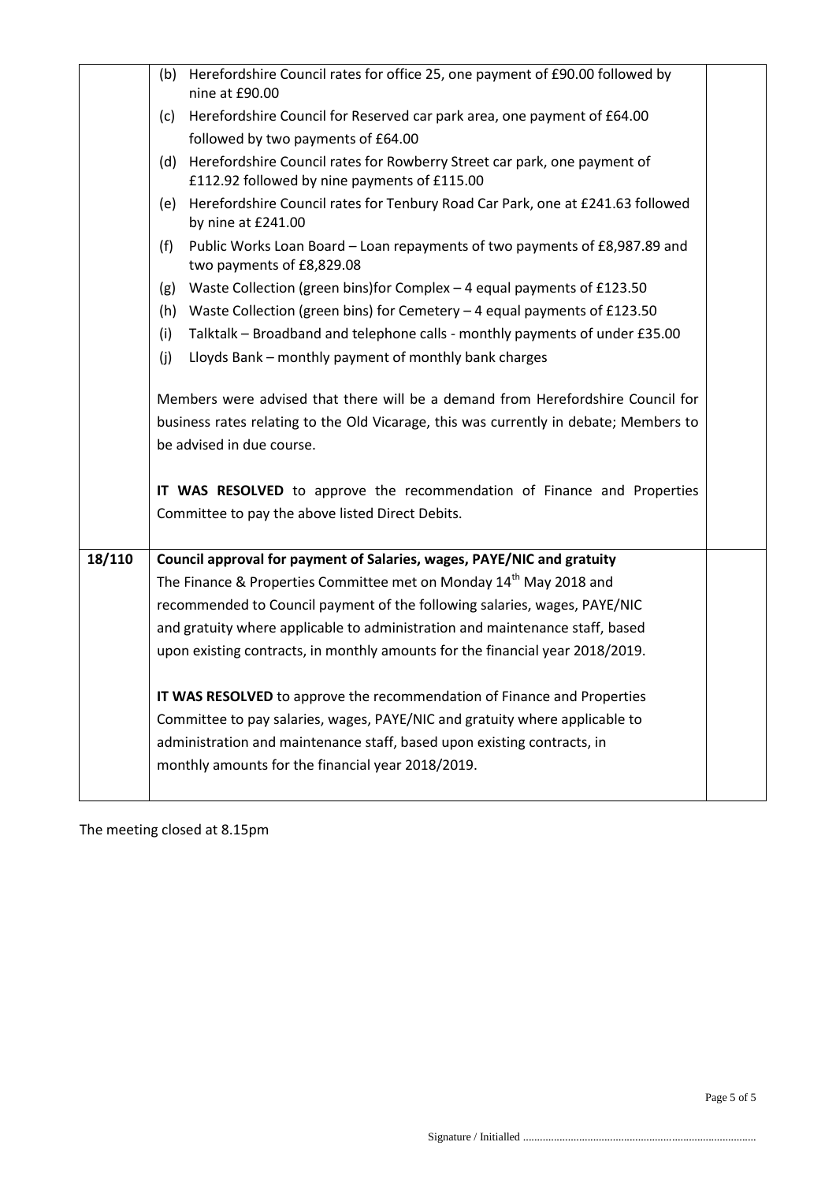| | | |
|---|---|---|
| | (b) Herefordshire Council rates for office 25, one payment of £90.00 followed by nine at £90.00<br>(c) Herefordshire Council for Reserved car park area, one payment of £64.00 followed by two payments of £64.00<br>(d) Herefordshire Council rates for Rowberry Street car park, one payment of £112.92 followed by nine payments of £115.00<br>(e) Herefordshire Council rates for Tenbury Road Car Park, one at £241.63 followed by nine at £241.00<br>(f) Public Works Loan Board – Loan repayments of two payments of £8,987.89 and two payments of £8,829.08<br>(g) Waste Collection (green bins)for Complex – 4 equal payments of £123.50<br>(h) Waste Collection (green bins) for Cemetery – 4 equal payments of £123.50<br>(i) Talktalk – Broadband and telephone calls - monthly payments of under £35.00<br>(j) Lloyds Bank – monthly payment of monthly bank charges<br><br>Members were advised that there will be a demand from Herefordshire Council for business rates relating to the Old Vicarage, this was currently in debate; Members to be advised in due course.<br><br>**IT WAS RESOLVED** to approve the recommendation of Finance and Properties Committee to pay the above listed Direct Debits. | |
| **18/110** | **Council approval for payment of Salaries, wages, PAYE/NIC and gratuity**<br>The Finance & Properties Committee met on Monday 14th May 2018 and recommended to Council payment of the following salaries, wages, PAYE/NIC and gratuity where applicable to administration and maintenance staff, based upon existing contracts, in monthly amounts for the financial year 2018/2019.<br><br>**IT WAS RESOLVED** to approve the recommendation of Finance and Properties Committee to pay salaries, wages, PAYE/NIC and gratuity where applicable to administration and maintenance staff, based upon existing contracts, in monthly amounts for the financial year 2018/2019. | |

The meeting closed at 8.15pm

Signature / Initialled ..................................................................................